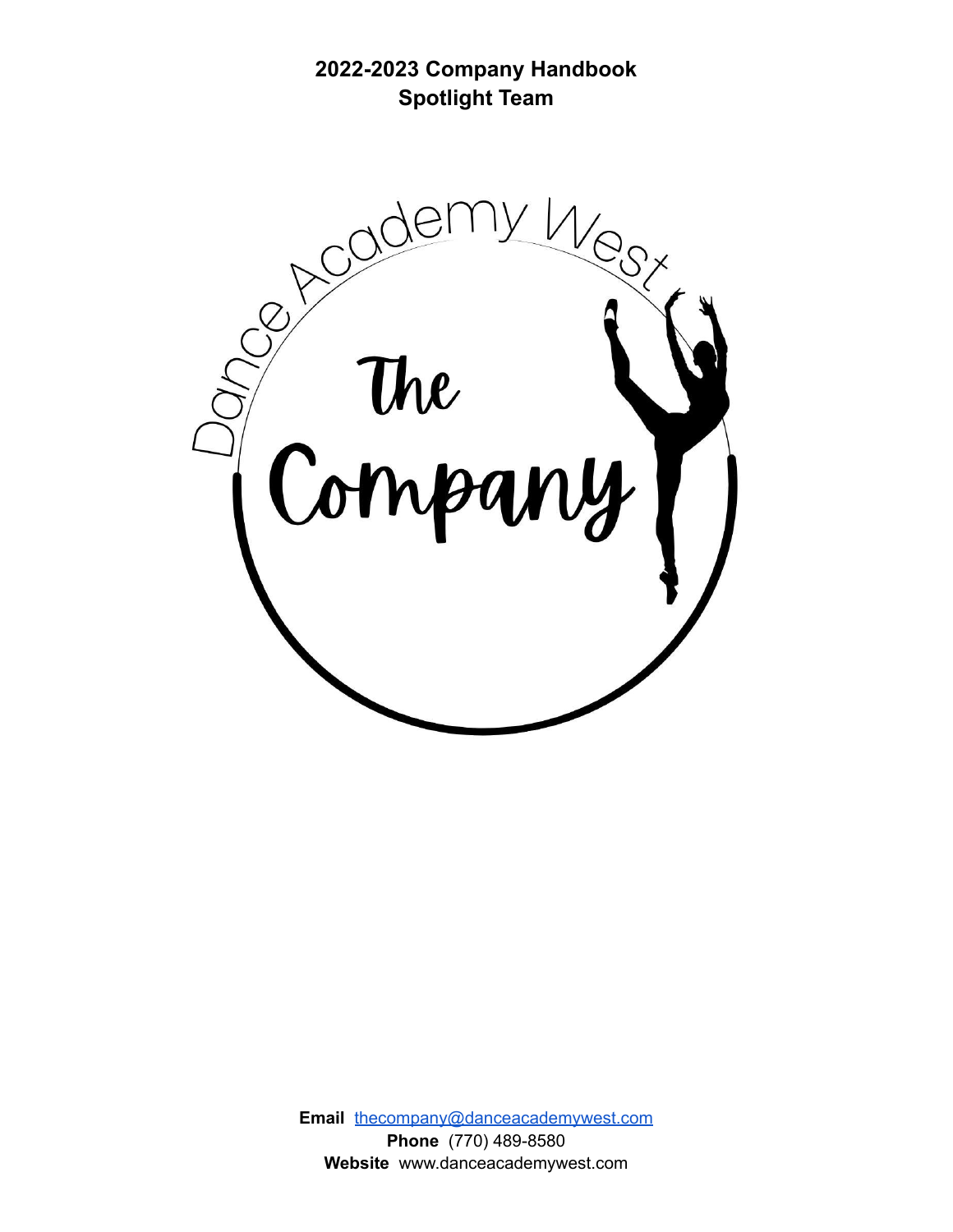# 2022-2023 Company Handbook
## Spotlight Team

Dance Academy West

The Company

**Email** thecompany@danceacademywest.com
**Phone** (770) 489-8580
**Website** www.danceacademywest.com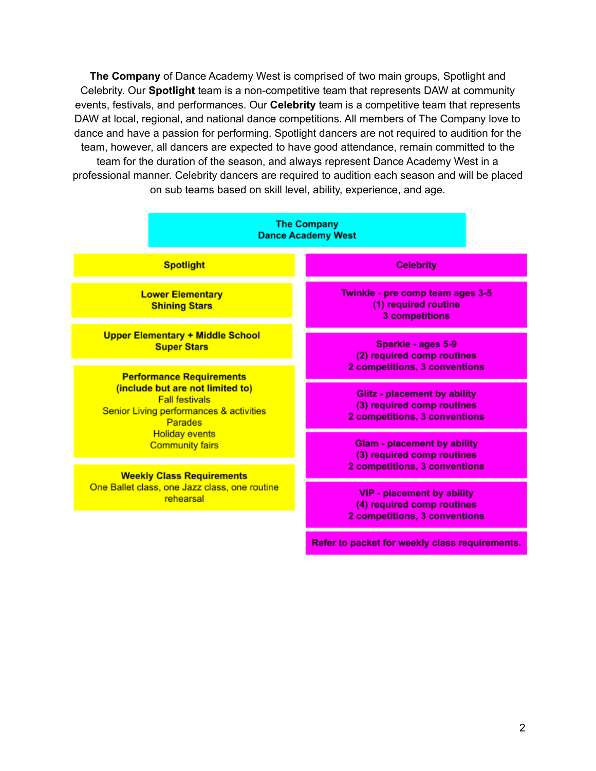**The Company** of Dance Academy West is comprised of two main groups, Spotlight and Celebrity. Our **Spotlight** team is a non-competitive team that represents DAW at community events, festivals, and performances. Our **Celebrity** team is a competitive team that represents DAW at local, regional, and national dance competitions. All members of The Company love to dance and have a passion for performing. Spotlight dancers are not required to audition for the team, however, all dancers are expected to have good attendance, remain committed to the team for the duration of the season, and always represent Dance Academy West in a professional manner. Celebrity dancers are required to audition each season and will be placed on sub teams based on skill level, ability, experience, and age.

**The Company**
**Dance Academy West**

| Spotlight | Celebrity |
| --- | --- |
| **Lower Elementary**<br>**Shining Stars** | **Twinkle - pre comp team ages 3-5**<br>**(1) required routine**<br>**3 competitions** |
| **Upper Elementary + Middle School**<br>**Super Stars** | **Sparkle - ages 5-9**<br>**(2) required comp routines**<br>**2 competitions, 3 conventions** |
| **Performance Requirements**<br>**(include but are not limited to)**<br>Fall festivals<br>Senior Living performances & activities<br>Parades<br>Holiday events<br>Community fairs | **Glitz - placement by ability**<br>**(3) required comp routines**<br>**2 competitions, 3 conventions** |
| | **Glam - placement by ability**<br>**(3) required comp routines**<br>**2 competitions, 3 conventions** |
| **Weekly Class Requirements**<br>One Ballet class, one Jazz class, one routine rehearsal | **VIP - placement by ability**<br>**(4) required comp routines**<br>**2 competitions, 3 conventions** |
| | **Refer to packet for weekly class requirements.** |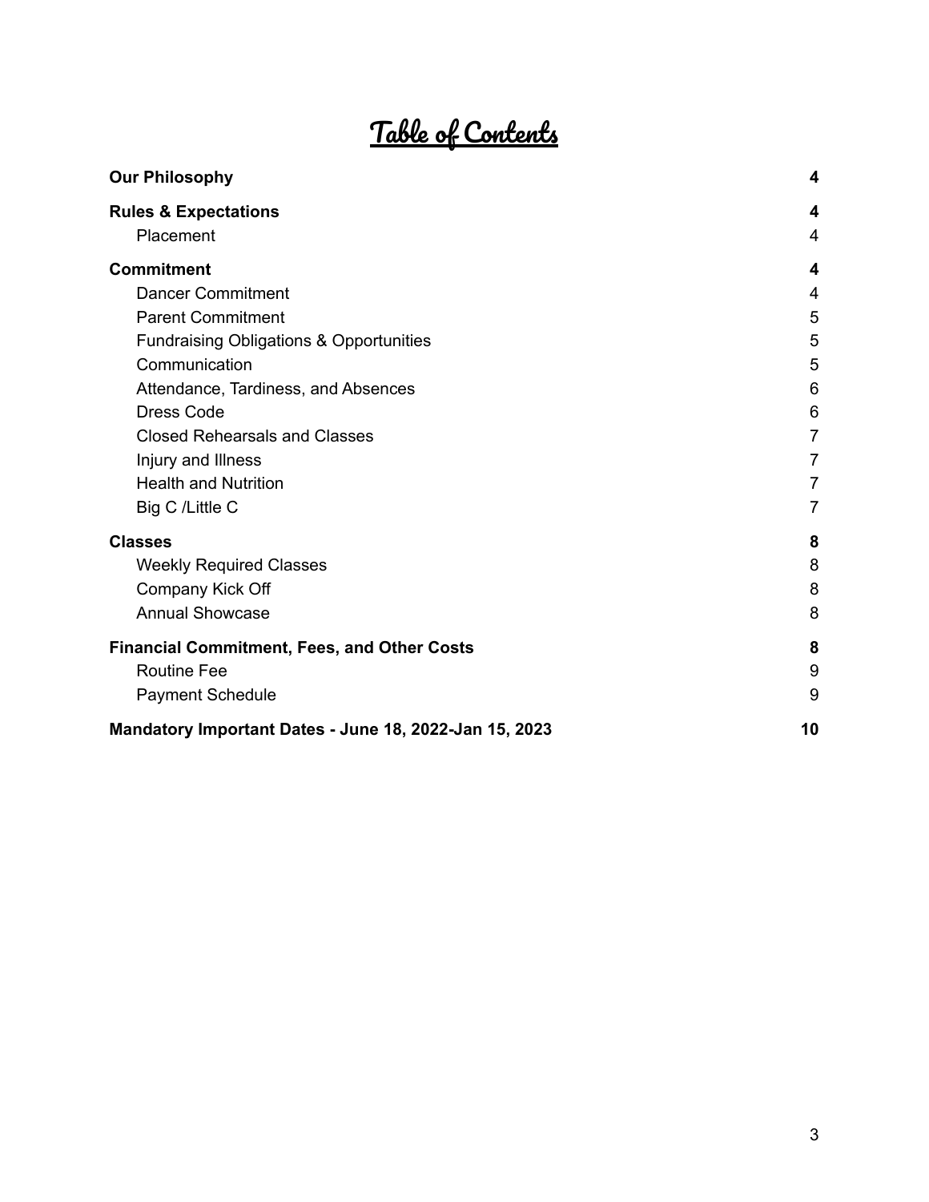# Table of Contents

| | |
|---|---|
| **Our Philosophy** | **4** |
| **Rules & Expectations** | **4** |
| Placement | 4 |
| **Commitment** | **4** |
| Dancer Commitment | 4 |
| Parent Commitment | 5 |
| Fundraising Obligations & Opportunities | 5 |
| Communication | 5 |
| Attendance, Tardiness, and Absences | 6 |
| Dress Code | 6 |
| Closed Rehearsals and Classes | 7 |
| Injury and Illness | 7 |
| Health and Nutrition | 7 |
| Big C /Little C | 7 |
| **Classes** | **8** |
| Weekly Required Classes | 8 |
| Company Kick Off | 8 |
| Annual Showcase | 8 |
| **Financial Commitment, Fees, and Other Costs** | **8** |
| Routine Fee | 9 |
| Payment Schedule | 9 |
| **Mandatory Important Dates - June 18, 2022-Jan 15, 2023** | **10** |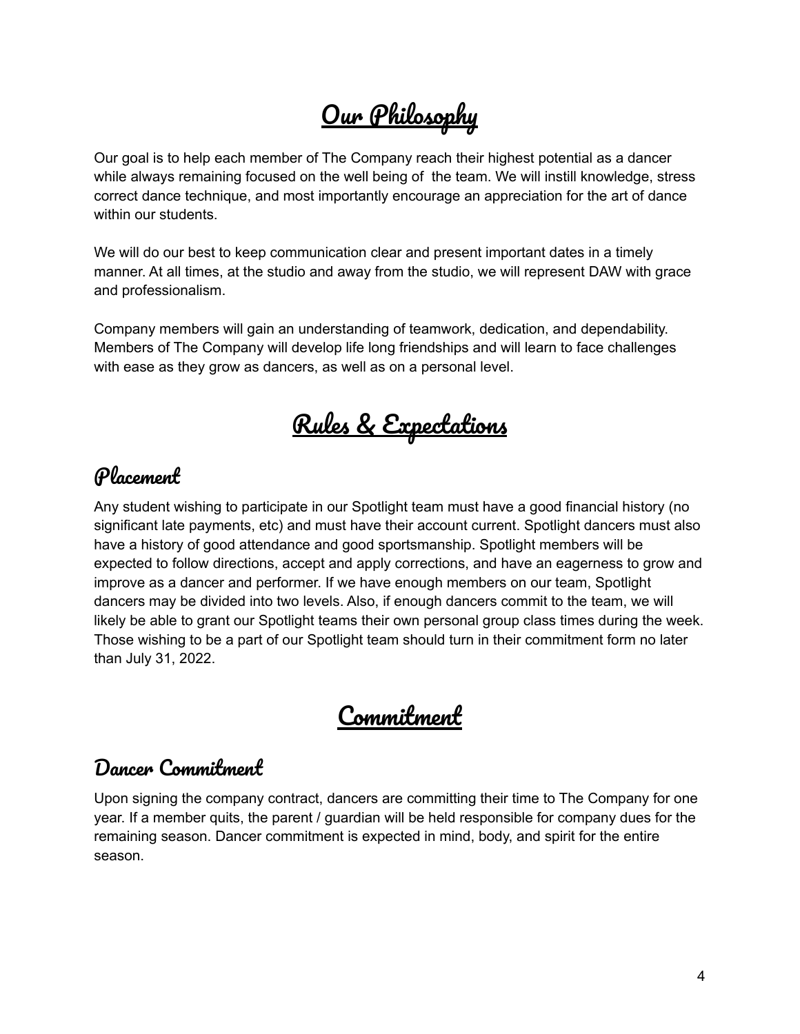// Our Philosophy

# Our Philosophy

Our goal is to help each member of The Company reach their highest potential as a dancer while always remaining focused on the well being of the team. We will instill knowledge, stress correct dance technique, and most importantly encourage an appreciation for the art of dance within our students.

We will do our best to keep communication clear and present important dates in a timely manner. At all times, at the studio and away from the studio, we will represent DAW with grace and professionalism.

Company members will gain an understanding of teamwork, dedication, and dependability. Members of The Company will develop life long friendships and will learn to face challenges with ease as they grow as dancers, as well as on a personal level.

# Rules & Expectations

## Placement

Any student wishing to participate in our Spotlight team must have a good financial history (no significant late payments, etc) and must have their account current. Spotlight dancers must also have a history of good attendance and good sportsmanship. Spotlight members will be expected to follow directions, accept and apply corrections, and have an eagerness to grow and improve as a dancer and performer. If we have enough members on our team, Spotlight dancers may be divided into two levels. Also, if enough dancers commit to the team, we will likely be able to grant our Spotlight teams their own personal group class times during the week. Those wishing to be a part of our Spotlight team should turn in their commitment form no later than July 31, 2022.

# Commitment

## Dancer Commitment

Upon signing the company contract, dancers are committing their time to The Company for one year. If a member quits, the parent / guardian will be held responsible for company dues for the remaining season. Dancer commitment is expected in mind, body, and spirit for the entire season.

# Our Philosophy

Our goal is to help each member of The Company reach their highest potential as a dancer while always remaining focused on the well being of the team. We will instill knowledge, stress correct dance technique, and most importantly encourage an appreciation for the art of dance within our students.

We will do our best to keep communication clear and present important dates in a timely manner. At all times, at the studio and away from the studio, we will represent DAW with grace and professionalism.

Company members will gain an understanding of teamwork, dedication, and dependability. Members of The Company will develop life long friendships and will learn to face challenges with ease as they grow as dancers, as well as on a personal level.

# Rules & Expectations

## Placement

Any student wishing to participate in our Spotlight team must have a good financial history (no significant late payments, etc) and must have their account current. Spotlight dancers must also have a history of good attendance and good sportsmanship. Spotlight members will be expected to follow directions, accept and apply corrections, and have an eagerness to grow and improve as a dancer and performer. If we have enough members on our team, Spotlight dancers may be divided into two levels. Also, if enough dancers commit to the team, we will likely be able to grant our Spotlight teams their own personal group class times during the week. Those wishing to be a part of our Spotlight team should turn in their commitment form no later than July 31, 2022.

# Commitment

## Dancer Commitment

Upon signing the company contract, dancers are committing their time to The Company for one year. If a member quits, the parent / guardian will be held responsible for company dues for the remaining season. Dancer commitment is expected in mind, body, and spirit for the entire season.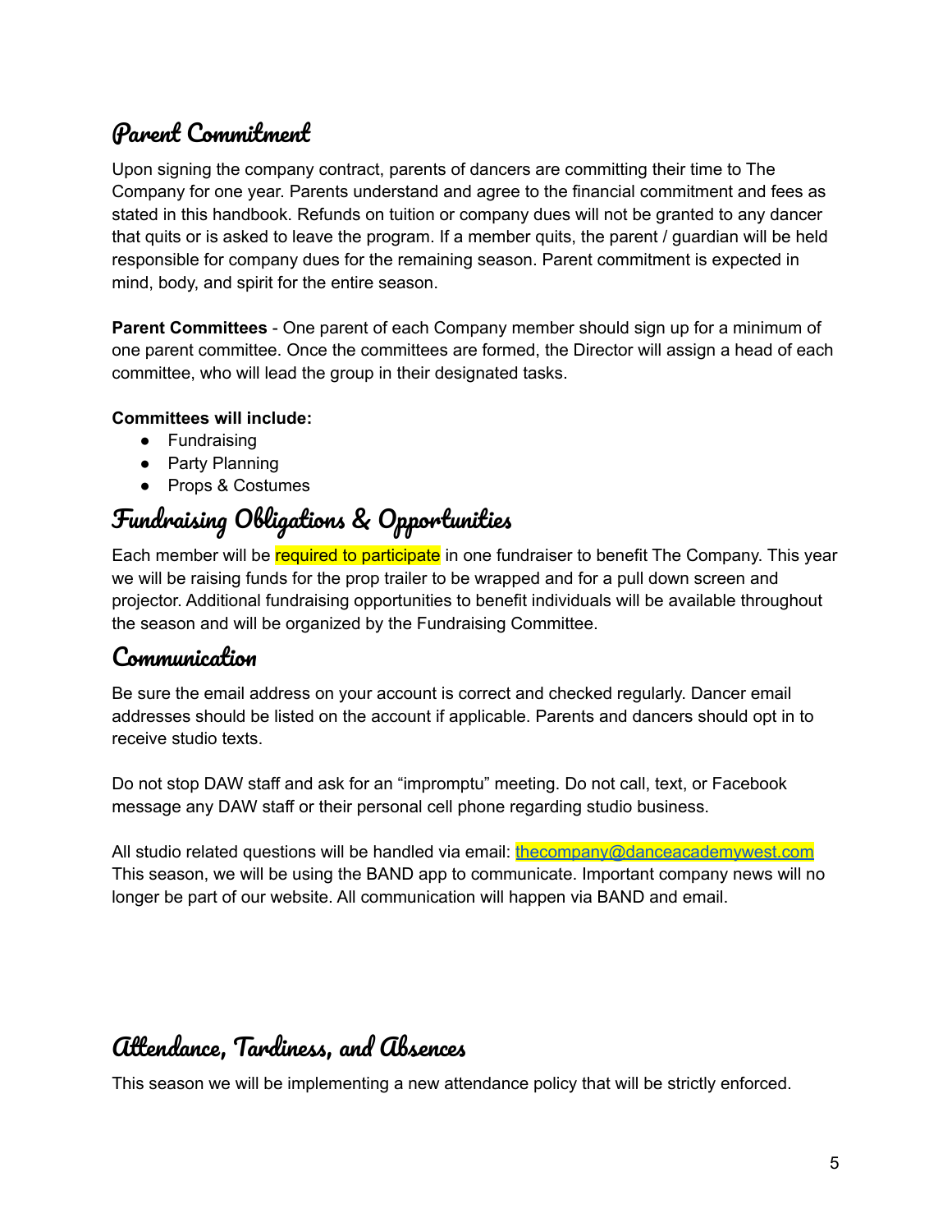## Parent Commitment

Upon signing the company contract, parents of dancers are committing their time to The Company for one year. Parents understand and agree to the financial commitment and fees as stated in this handbook. Refunds on tuition or company dues will not be granted to any dancer that quits or is asked to leave the program. If a member quits, the parent / guardian will be held responsible for company dues for the remaining season. Parent commitment is expected in mind, body, and spirit for the entire season.

**Parent Committees** - One parent of each Company member should sign up for a minimum of one parent committee. Once the committees are formed, the Director will assign a head of each committee, who will lead the group in their designated tasks.

**Committees will include:**

- Fundraising
- Party Planning
- Props & Costumes

## Fundraising Obligations & Opportunities

Each member will be required to participate in one fundraiser to benefit The Company. This year we will be raising funds for the prop trailer to be wrapped and for a pull down screen and projector. Additional fundraising opportunities to benefit individuals will be available throughout the season and will be organized by the Fundraising Committee.

## Communication

Be sure the email address on your account is correct and checked regularly. Dancer email addresses should be listed on the account if applicable. Parents and dancers should opt in to receive studio texts.

Do not stop DAW staff and ask for an "impromptu" meeting. Do not call, text, or Facebook message any DAW staff or their personal cell phone regarding studio business.

All studio related questions will be handled via email: thecompany@danceacademywest.com
This season, we will be using the BAND app to communicate. Important company news will no longer be part of our website. All communication will happen via BAND and email.

## Attendance, Tardiness, and Absences

This season we will be implementing a new attendance policy that will be strictly enforced.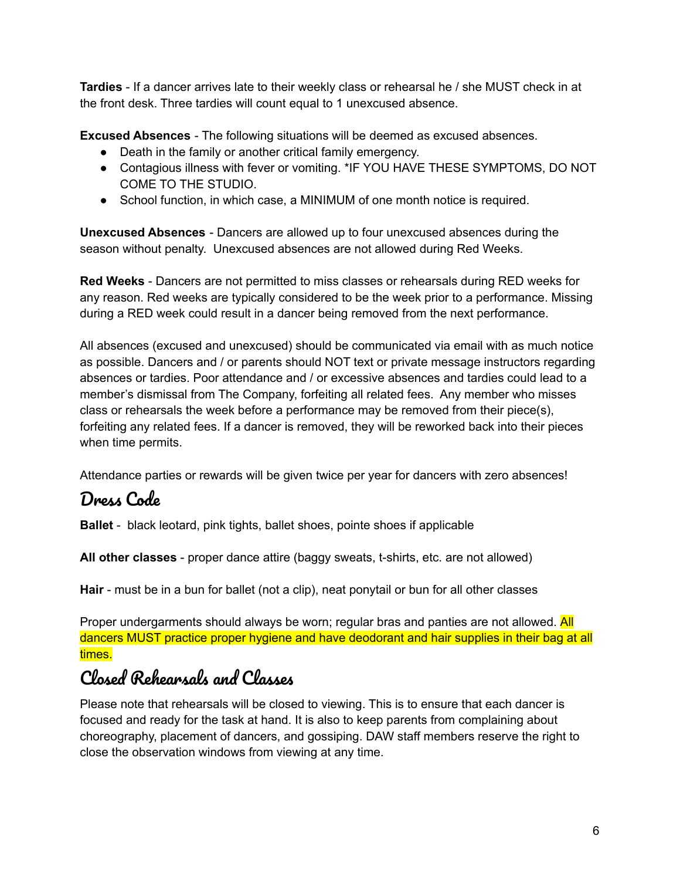**Tardies** - If a dancer arrives late to their weekly class or rehearsal he / she MUST check in at the front desk. Three tardies will count equal to 1 unexcused absence.

**Excused Absences** - The following situations will be deemed as excused absences.

- Death in the family or another critical family emergency.
- Contagious illness with fever or vomiting. *IF YOU HAVE THESE SYMPTOMS, DO NOT COME TO THE STUDIO.
- School function, in which case, a MINIMUM of one month notice is required.

**Unexcused Absences** - Dancers are allowed up to four unexcused absences during the season without penalty. Unexcused absences are not allowed during Red Weeks.

**Red Weeks** - Dancers are not permitted to miss classes or rehearsals during RED weeks for any reason. Red weeks are typically considered to be the week prior to a performance. Missing during a RED week could result in a dancer being removed from the next performance.

All absences (excused and unexcused) should be communicated via email with as much notice as possible. Dancers and / or parents should NOT text or private message instructors regarding absences or tardies. Poor attendance and / or excessive absences and tardies could lead to a member's dismissal from The Company, forfeiting all related fees. Any member who misses class or rehearsals the week before a performance may be removed from their piece(s), forfeiting any related fees. If a dancer is removed, they will be reworked back into their pieces when time permits.

Attendance parties or rewards will be given twice per year for dancers with zero absences!

## Dress Code

**Ballet** - black leotard, pink tights, ballet shoes, pointe shoes if applicable

**All other classes** - proper dance attire (baggy sweats, t-shirts, etc. are not allowed)

**Hair** - must be in a bun for ballet (not a clip), neat ponytail or bun for all other classes

Proper undergarments should always be worn; regular bras and panties are not allowed. All dancers MUST practice proper hygiene and have deodorant and hair supplies in their bag at all times.

## Closed Rehearsals and Classes

Please note that rehearsals will be closed to viewing. This is to ensure that each dancer is focused and ready for the task at hand. It is also to keep parents from complaining about choreography, placement of dancers, and gossiping. DAW staff members reserve the right to close the observation windows from viewing at any time.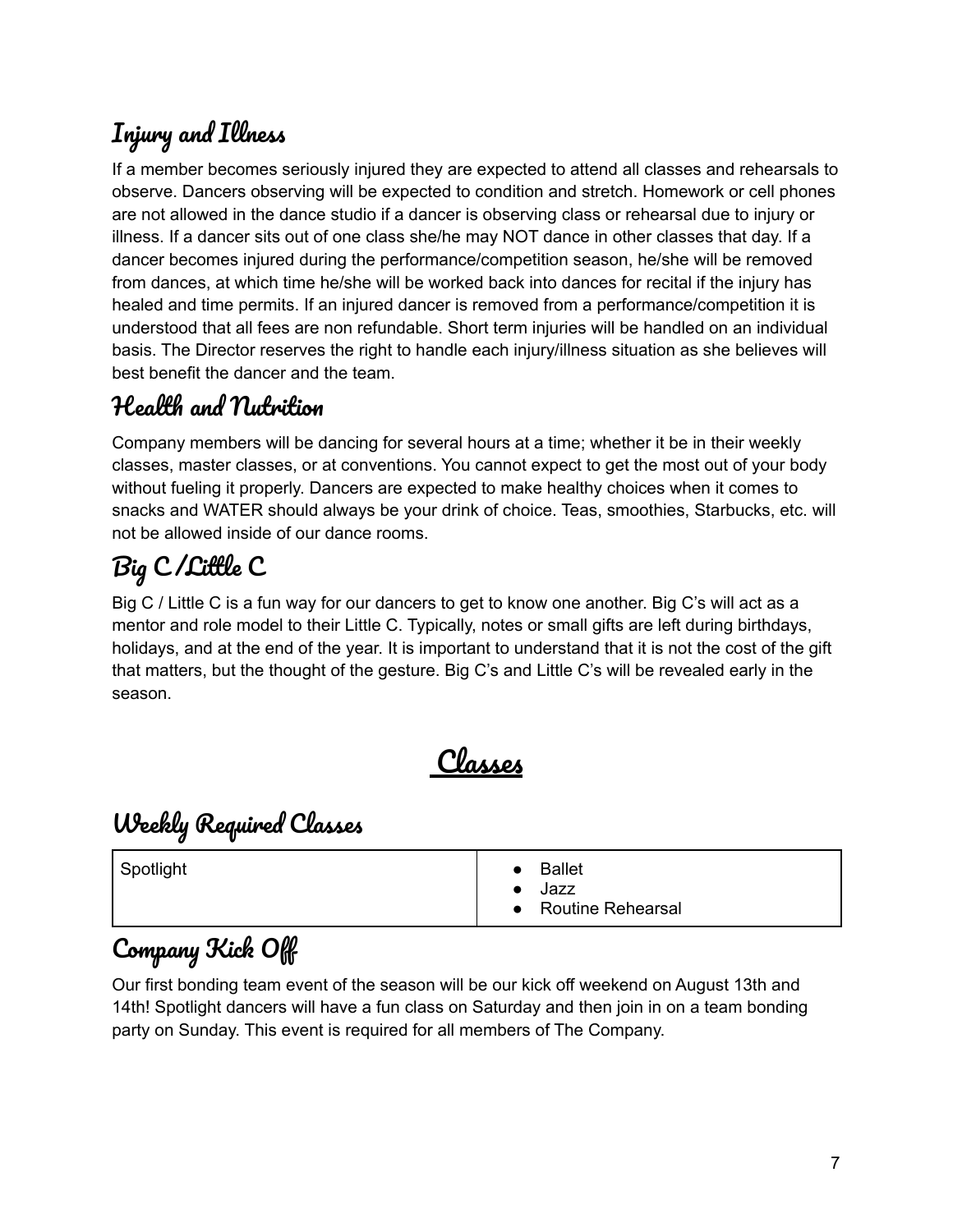## Injury and Illness

If a member becomes seriously injured they are expected to attend all classes and rehearsals to observe. Dancers observing will be expected to condition and stretch. Homework or cell phones are not allowed in the dance studio if a dancer is observing class or rehearsal due to injury or illness. If a dancer sits out of one class she/he may NOT dance in other classes that day. If a dancer becomes injured during the performance/competition season, he/she will be removed from dances, at which time he/she will be worked back into dances for recital if the injury has healed and time permits. If an injured dancer is removed from a performance/competition it is understood that all fees are non refundable. Short term injuries will be handled on an individual basis. The Director reserves the right to handle each injury/illness situation as she believes will best benefit the dancer and the team.

## Health and Nutrition

Company members will be dancing for several hours at a time; whether it be in their weekly classes, master classes, or at conventions. You cannot expect to get the most out of your body without fueling it properly. Dancers are expected to make healthy choices when it comes to snacks and WATER should always be your drink of choice. Teas, smoothies, Starbucks, etc. will not be allowed inside of our dance rooms.

## Big C /Little C

Big C / Little C is a fun way for our dancers to get to know one another. Big C's will act as a mentor and role model to their Little C. Typically, notes or small gifts are left during birthdays, holidays, and at the end of the year. It is important to understand that it is not the cost of the gift that matters, but the thought of the gesture. Big C's and Little C's will be revealed early in the season.

# Classes

## Weekly Required Classes

| Spotlight | • Ballet<br>• Jazz<br>• Routine Rehearsal |
|---|---|

## Company Kick Off

Our first bonding team event of the season will be our kick off weekend on August 13th and 14th! Spotlight dancers will have a fun class on Saturday and then join in on a team bonding party on Sunday. This event is required for all members of The Company.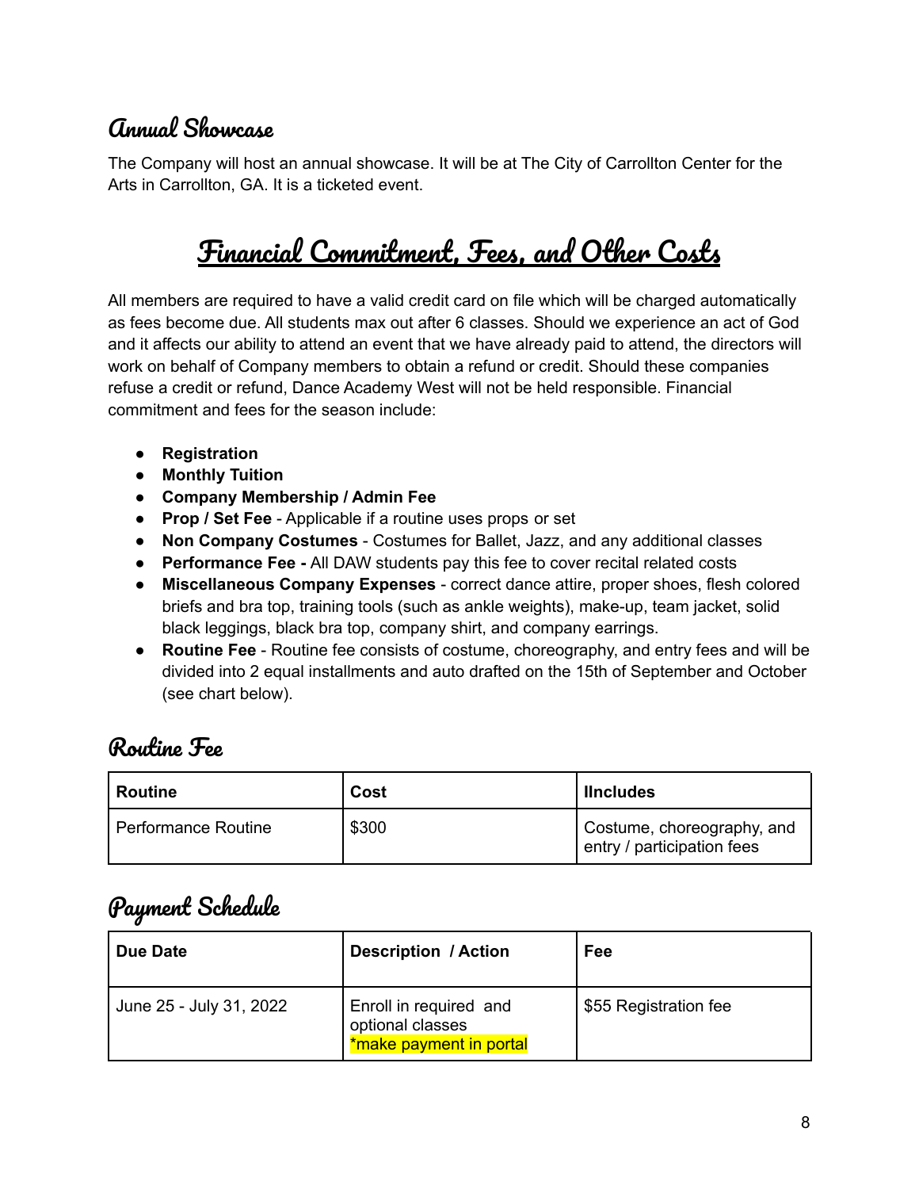## Annual Showcase

The Company will host an annual showcase. It will be at The City of Carrollton Center for the Arts in Carrollton, GA. It is a ticketed event.

# Financial Commitment, Fees, and Other Costs

All members are required to have a valid credit card on file which will be charged automatically as fees become due. All students max out after 6 classes. Should we experience an act of God and it affects our ability to attend an event that we have already paid to attend, the directors will work on behalf of Company members to obtain a refund or credit. Should these companies refuse a credit or refund, Dance Academy West will not be held responsible. Financial commitment and fees for the season include:

- **Registration**
- **Monthly Tuition**
- **Company Membership / Admin Fee**
- **Prop / Set Fee** - Applicable if a routine uses props or set
- **Non Company Costumes** - Costumes for Ballet, Jazz, and any additional classes
- **Performance Fee -** All DAW students pay this fee to cover recital related costs
- **Miscellaneous Company Expenses** - correct dance attire, proper shoes, flesh colored briefs and bra top, training tools (such as ankle weights), make-up, team jacket, solid black leggings, black bra top, company shirt, and company earrings.
- **Routine Fee** - Routine fee consists of costume, choreography, and entry fees and will be divided into 2 equal installments and auto drafted on the 15th of September and October (see chart below).

## Routine Fee

| Routine | Cost | IIncludes |
|---|---|---|
| Performance Routine | $300 | Costume, choreography, and entry / participation fees |

## Payment Schedule

| Due Date | Description / Action | Fee |
|---|---|---|
| June 25 - July 31, 2022 | Enroll in required and optional classes *make payment in portal | $55 Registration fee |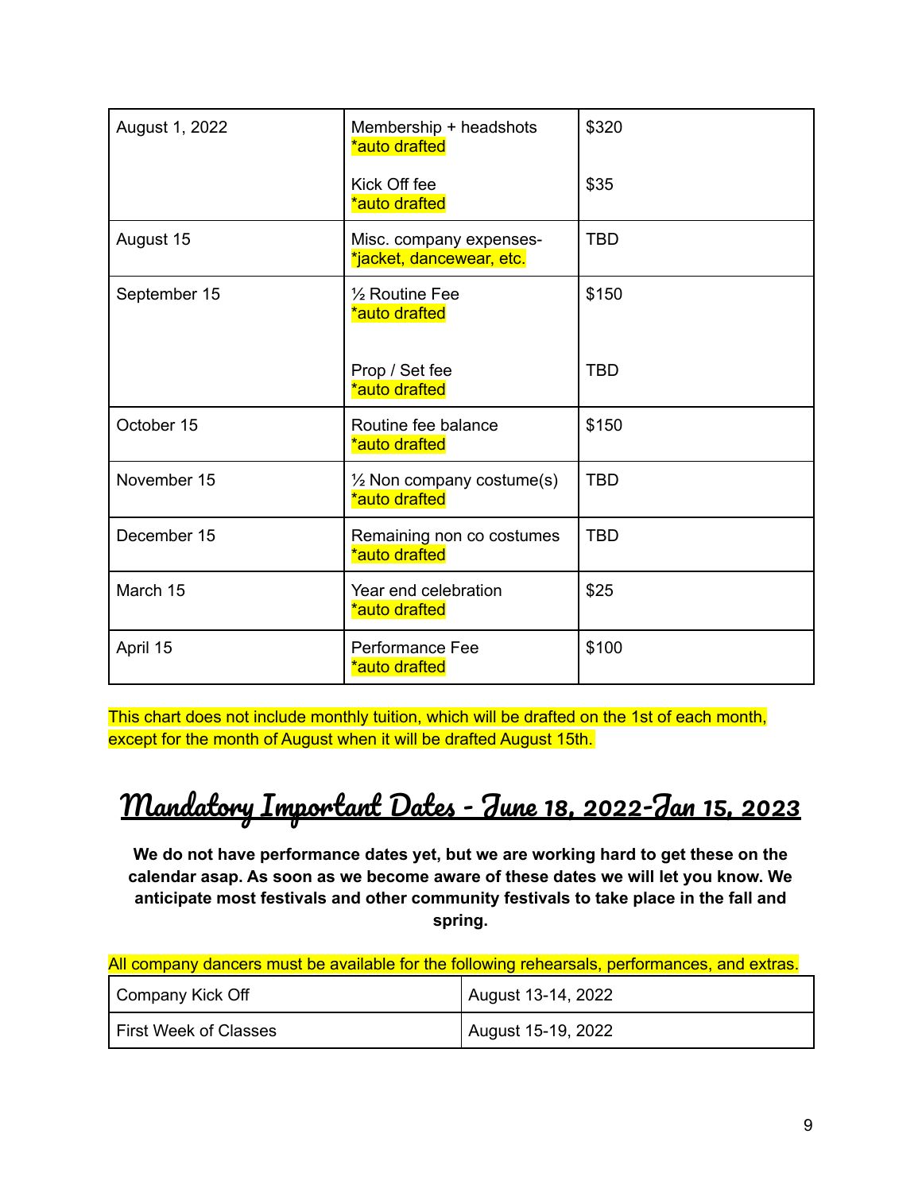| August 1, 2022 | Membership + headshots *auto drafted<br><br>Kick Off fee *auto drafted | $320<br><br>$35 |
|---|---|---|
| August 15 | Misc. company expenses- *jacket, dancewear, etc. | TBD |
| September 15 | ½ Routine Fee *auto drafted<br><br>Prop / Set fee *auto drafted | $150<br><br>TBD |
| October 15 | Routine fee balance *auto drafted | $150 |
| November 15 | ½ Non company costume(s) *auto drafted | TBD |
| December 15 | Remaining non co costumes *auto drafted | TBD |
| March 15 | Year end celebration *auto drafted | $25 |
| April 15 | Performance Fee *auto drafted | $100 |

This chart does not include monthly tuition, which will be drafted on the 1st of each month, except for the month of August when it will be drafted August 15th.

# Mandatory Important Dates - June 18, 2022-Jan 15, 2023

**We do not have performance dates yet, but we are working hard to get these on the calendar asap. As soon as we become aware of these dates we will let you know. We anticipate most festivals and other community festivals to take place in the fall and spring.**

All company dancers must be available for the following rehearsals, performances, and extras.

| Company Kick Off | August 13-14, 2022 |
|---|---|
| First Week of Classes | August 15-19, 2022 |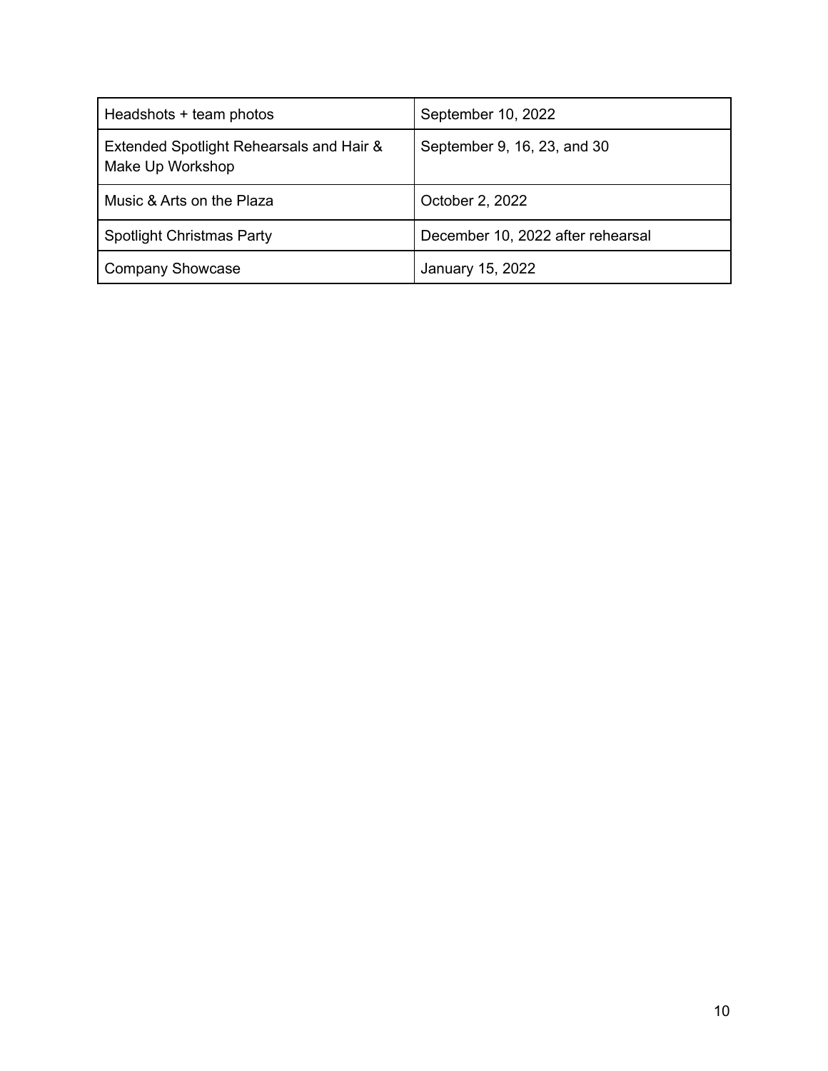| | |
|---|---|
| Headshots + team photos | September 10, 2022 |
| Extended Spotlight Rehearsals and Hair & Make Up Workshop | September 9, 16, 23, and 30 |
| Music & Arts on the Plaza | October 2, 2022 |
| Spotlight Christmas Party | December 10, 2022 after rehearsal |
| Company Showcase | January 15, 2022 |